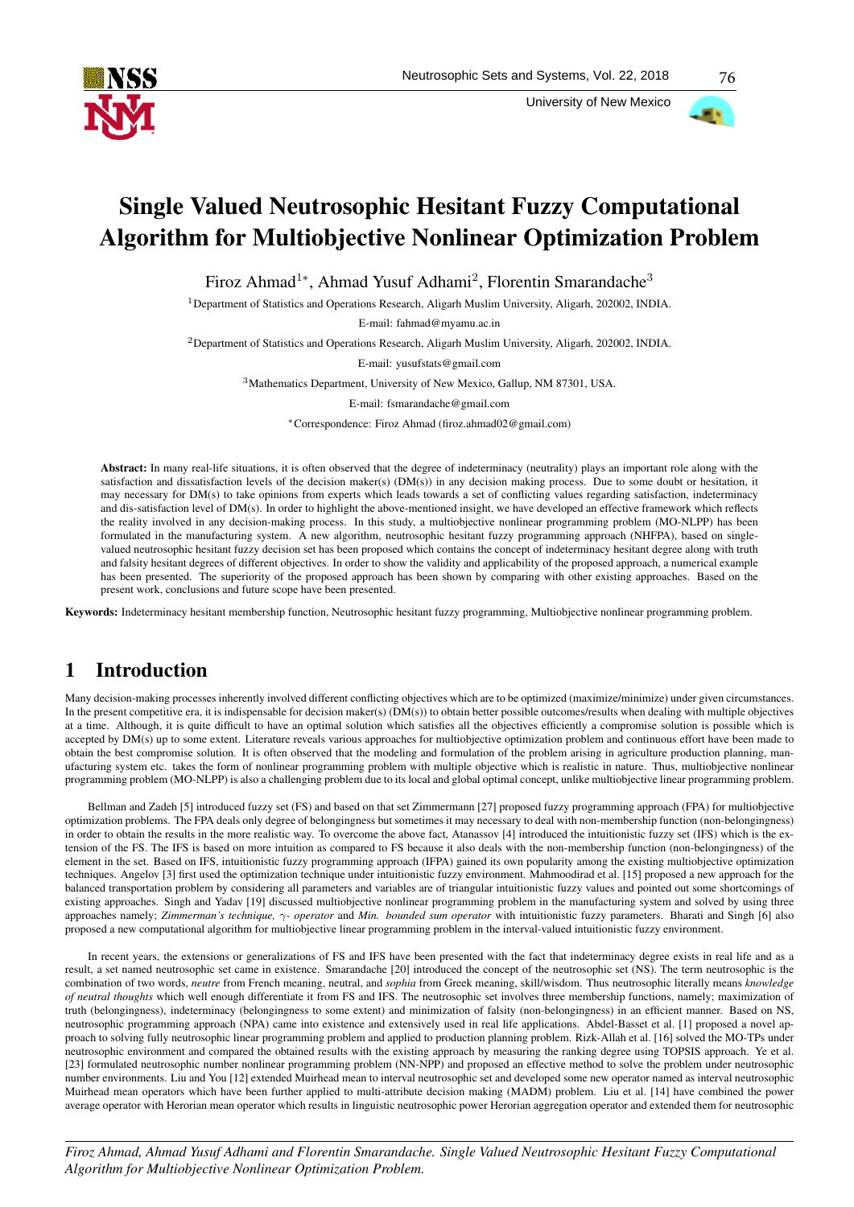# Single Valued Neutrosophic Hesitant Fuzzy Computational Algorithm for Multiobjective Nonlinear Optimization Problem

Firoz Ahmad[1]*, Ahmad Yusuf Adhami[2], Florentin Smarandache[3]

[1]Department of Statistics and Operations Research, Aligarh Muslim University, Aligarh, 202002, INDIA.

E-mail: fahmad@myamu.ac.in

[2]Department of Statistics and Operations Research, Aligarh Muslim University, Aligarh, 202002, INDIA.

E-mail: yusufstats@gmail.com

[3]Mathematics Department, University of New Mexico, Gallup, NM 87301, USA.

E-mail: fsmarandache@gmail.com

*Correspondence: Firoz Ahmad (firoz.ahmad02@gmail.com)

**Abstract:** In many real-life situations, it is often observed that the degree of indeterminacy (neutrality) plays an important role along with the satisfaction and dissatisfaction levels of the decision maker(s) (DM(s)) in any decision making process. Due to some doubt or hesitation, it may necessary for DM(s) to take opinions from experts which leads towards a set of conflicting values regarding satisfaction, indeterminacy and dis-satisfaction level of DM(s). In order to highlight the above-mentioned insight, we have developed an effective framework which reflects the reality involved in any decision-making process. In this study, a multiobjective nonlinear programming problem (MO-NLPP) has been formulated in the manufacturing system. A new algorithm, neutrosophic hesitant fuzzy programming approach (NHFPA), based on single-valued neutrosophic hesitant fuzzy decision set has been proposed which contains the concept of indeterminacy hesitant degree along with truth and falsity hesitant degrees of different objectives. In order to show the validity and applicability of the proposed approach, a numerical example has been presented. The superiority of the proposed approach has been shown by comparing with other existing approaches. Based on the present work, conclusions and future scope have been presented.

**Keywords:** Indeterminacy hesitant membership function, Neutrosophic hesitant fuzzy programming, Multiobjective nonlinear programming problem.

## 1 Introduction

Many decision-making processes inherently involved different conflicting objectives which are to be optimized (maximize/minimize) under given circumstances. In the present competitive era, it is indispensable for decision maker(s) (DM(s)) to obtain better possible outcomes/results when dealing with multiple objectives at a time. Although, it is quite difficult to have an optimal solution which satisfies all the objectives efficiently a compromise solution is possible which is accepted by DM(s) up to some extent. Literature reveals various approaches for multiobjective optimization problem and continuous effort have been made to obtain the best compromise solution. It is often observed that the modeling and formulation of the problem arising in agriculture production planning, manufacturing system etc. takes the form of nonlinear programming problem with multiple objective which is realistic in nature. Thus, multiobjective nonlinear programming problem (MO-NLPP) is also a challenging problem due to its local and global optimal concept, unlike multiobjective linear programming problem.

Bellman and Zadeh [5] introduced fuzzy set (FS) and based on that set Zimmermann [27] proposed fuzzy programming approach (FPA) for multiobjective optimization problems. The FPA deals only degree of belongingness but sometimes it may necessary to deal with non-membership function (non-belongingness) in order to obtain the results in the more realistic way. To overcome the above fact, Atanassov [4] introduced the intuitionistic fuzzy set (IFS) which is the extension of the FS. The IFS is based on more intuition as compared to FS because it also deals with the non-membership function (non-belongingness) of the element in the set. Based on IFS, intuitionistic fuzzy programming approach (IFPA) gained its own popularity among the existing multiobjective optimization techniques. Angelov [3] first used the optimization technique under intuitionistic fuzzy environment. Mahmoodirad et al. [15] proposed a new approach for the balanced transportation problem by considering all parameters and variables are of triangular intuitionistic fuzzy values and pointed out some shortcomings of existing approaches. Singh and Yadav [19] discussed multiobjective nonlinear programming problem in the manufacturing system and solved by using three approaches namely; *Zimmerman's technique, $\gamma$- operator* and *Min. bounded sum operator* with intuitionistic fuzzy parameters. Bharati and Singh [6] also proposed a new computational algorithm for multiobjective linear programming problem in the interval-valued intuitionistic fuzzy environment.

In recent years, the extensions or generalizations of FS and IFS have been presented with the fact that indeterminacy degree exists in real life and as a result, a set named neutrosophic set came in existence. Smarandache [20] introduced the concept of the neutrosophic set (NS). The term neutrosophic is the combination of two words, *neutre* from French meaning, neutral, and *sophia* from Greek meaning, skill/wisdom. Thus neutrosophic literally means *knowledge of neutral thoughts* which well enough differentiate it from FS and IFS. The neutrosophic set involves three membership functions, namely; maximization of truth (belongingness), indeterminacy (belongingness to some extent) and minimization of falsity (non-belongingness) in an efficient manner. Based on NS, neutrosophic programming approach (NPA) came into existence and extensively used in real life applications. Abdel-Basset et al. [1] proposed a novel approach to solving fully neutrosophic linear programming problem and applied to production planning problem. Rizk-Allah et al. [16] solved the MO-TPs under neutrosophic environment and compared the obtained results with the existing approach by measuring the ranking degree using TOPSIS approach. Ye et al. [23] formulated neutrosophic number nonlinear programming problem (NN-NPP) and proposed an effective method to solve the problem under neutrosophic number environments. Liu and You [12] extended Muirhead mean to interval neutrosophic set and developed some new operator named as interval neutrosophic Muirhead mean operators which have been further applied to multi-attribute decision making (MADM) problem. Liu et al. [14] have combined the power average operator with Herorian mean operator which results in linguistic neutrosophic power Herorian aggregation operator and extended them for neutrosophic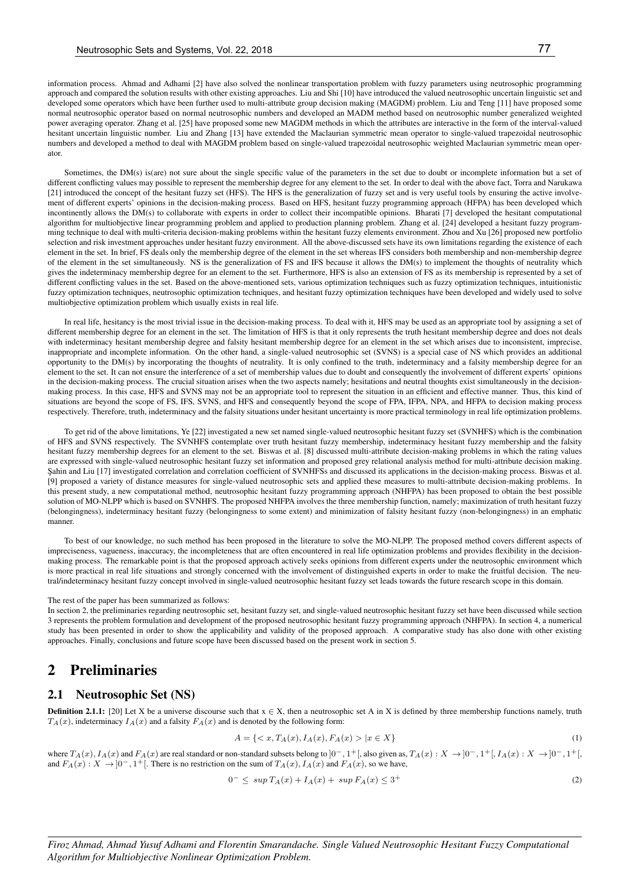information process. Ahmad and Adhami [2] have also solved the nonlinear transportation problem with fuzzy parameters using neutrosophic programming approach and compared the solution results with other existing approaches. Liu and Shi [10] have introduced the valued neutrosophic uncertain linguistic set and developed some operators which have been further used to multi-attribute group decision making (MAGDM) problem. Liu and Teng [11] have proposed some normal neutrosophic operator based on normal neutrosophic numbers and developed an MADM method based on neutrosophic number generalized weighted power averaging operator. Zhang et al. [25] have proposed some new MAGDM methods in which the attributes are interactive in the form of the interval-valued hesitant uncertain linguistic number. Liu and Zhang [13] have extended the Maclaurian symmetric mean operator to single-valued trapezoidal neutrosophic numbers and developed a method to deal with MAGDM problem based on single-valued trapezoidal neutrosophic weighted Maclaurian symmetric mean operator.

Sometimes, the DM(s) is(are) not sure about the single specific value of the parameters in the set due to doubt or incomplete information but a set of different conflicting values may possible to represent the membership degree for any element to the set. In order to deal with the above fact, Torra and Narukawa [21] introduced the concept of the hesitant fuzzy set (HFS). The HFS is the generalization of fuzzy set and is very useful tools by ensuring the active involvement of different experts' opinions in the decision-making process. Based on HFS, hesitant fuzzy programming approach (HFPA) has been developed which incontinently allows the DM(s) to collaborate with experts in order to collect their incompatible opinions. Bharati [7] developed the hesitant computational algorithm for multiobjective linear programming problem and applied to production planning problem. Zhang et al. [24] developed a hesitant fuzzy programming technique to deal with multi-criteria decision-making problems within the hesitant fuzzy elements environment. Zhou and Xu [26] proposed new portfolio selection and risk investment approaches under hesitant fuzzy environment. All the above-discussed sets have its own limitations regarding the existence of each element in the set. In brief, FS deals only the membership degree of the element in the set whereas IFS considers both membership and non-membership degree of the element in the set simultaneously. NS is the generalization of FS and IFS because it allows the DM(s) to implement the thoughts of neutrality which gives the indeterminacy membership degree for an element to the set. Furthermore, HFS is also an extension of FS as its membership is represented by a set of different conflicting values in the set. Based on the above-mentioned sets, various optimization techniques such as fuzzy optimization techniques, intuitionistic fuzzy optimization techniques, neutrosophic optimization techniques, and hesitant fuzzy optimization techniques have been developed and widely used to solve multiobjective optimization problem which usually exists in real life.

In real life, hesitancy is the most trivial issue in the decision-making process. To deal with it, HFS may be used as an appropriate tool by assigning a set of different membership degree for an element in the set. The limitation of HFS is that it only represents the truth hesitant membership degree and does not deals with indeterminacy hesitant membership degree and falsity hesitant membership degree for an element in the set which arises due to inconsistent, imprecise, inappropriate and incomplete information. On the other hand, a single-valued neutrosophic set (SVNS) is a special case of NS which provides an additional opportunity to the DM(s) by incorporating the thoughts of neutrality. It is only confined to the truth, indeterminacy and a falsity membership degree for an element to the set. It can not ensure the interference of a set of membership values due to doubt and consequently the involvement of different experts' opinions in the decision-making process. The crucial situation arises when the two aspects namely; hesitations and neutral thoughts exist simultaneously in the decision-making process. In this case, HFS and SVNS may not be an appropriate tool to represent the situation in an efficient and effective manner. Thus, this kind of situations are beyond the scope of FS, IFS, SVNS, and HFS and consequently beyond the scope of FPA, IFPA, NPA, and HFPA to decision making process respectively. Therefore, truth, indeterminacy and the falsity situations under hesitant uncertainty is more practical terminology in real life optimization problems.

To get rid of the above limitations, Ye [22] investigated a new set named single-valued neutrosophic hesitant fuzzy set (SVNHFS) which is the combination of HFS and SVNS respectively. The SVNHFS contemplate over truth hesitant fuzzy membership, indeterminacy hesitant fuzzy membership and the falsity hesitant fuzzy membership degrees for an element to the set. Biswas et al. [8] discussed multi-attribute decision-making problems in which the rating values are expressed with single-valued neutrosophic hesitant fuzzy set information and proposed grey relational analysis method for multi-attribute decision making. Şahin and Liu [17] investigated correlation and correlation coefficient of SVNHFSs and discussed its applications in the decision-making process. Biswas et al. [9] proposed a variety of distance measures for single-valued neutrosophic sets and applied these measures to multi-attribute decision-making problems. In this present study, a new computational method, neutrosophic hesitant fuzzy programming approach (NHFPA) has been proposed to obtain the best possible solution of MO-NLPP which is based on SVNHFS. The proposed NHFPA involves the three membership function, namely; maximization of truth hesitant fuzzy (belongingness), indeterminacy hesitant fuzzy (belongingness to some extent) and minimization of falsity hesitant fuzzy (non-belongingness) in an emphatic manner.

To best of our knowledge, no such method has been proposed in the literature to solve the MO-NLPP. The proposed method covers different aspects of impreciseness, vagueness, inaccuracy, the incompleteness that are often encountered in real life optimization problems and provides flexibility in the decision-making process. The remarkable point is that the proposed approach actively seeks opinions from different experts under the neutrosophic environment which is more practical in real life situations and strongly concerned with the involvement of distinguished experts in order to make the fruitful decision. The neutral/indeterminacy hesitant fuzzy concept involved in single-valued neutrosophic hesitant fuzzy set leads towards the future research scope in this domain.

The rest of the paper has been summarized as follows:
In section 2, the preliminaries regarding neutrosophic set, hesitant fuzzy set, and single-valued neutrosophic hesitant fuzzy set have been discussed while section 3 represents the problem formulation and development of the proposed neutrosophic hesitant fuzzy programming approach (NHFPA). In section 4, a numerical study has been presented in order to show the applicability and validity of the proposed approach. A comparative study has also done with other existing approaches. Finally, conclusions and future scope have been discussed based on the present work in section 5.

# 2 Preliminaries

## 2.1 Neutrosophic Set (NS)

**Definition 2.1.1:** [20] Let X be a universe discourse such that x ∈ X, then a neutrosophic set A in X is defined by three membership functions namely, truth $T_A(x)$, indeterminacy $I_A(x)$ and a falsity $F_A(x)$ and is denoted by the following form:

$$A = \{< x, T_A(x), I_A(x), F_A(x) > | x \in X\} \tag{1}$$

where $T_A(x)$, $I_A(x)$ and $F_A(x)$ are real standard or non-standard subsets belong to $]0^-, 1^+[$, also given as, $T_A(x) : X \rightarrow ]0^-, 1^+[$, $I_A(x) : X \rightarrow ]0^-, 1^+[$, and $F_A(x) : X \rightarrow ]0^-, 1^+[$. There is no restriction on the sum of $T_A(x)$, $I_A(x)$ and $F_A(x)$, so we have,

$$0^- \leq \ sup\, T_A(x) + I_A(x) + \ sup\, F_A(x) \leq 3^+ \tag{2}$$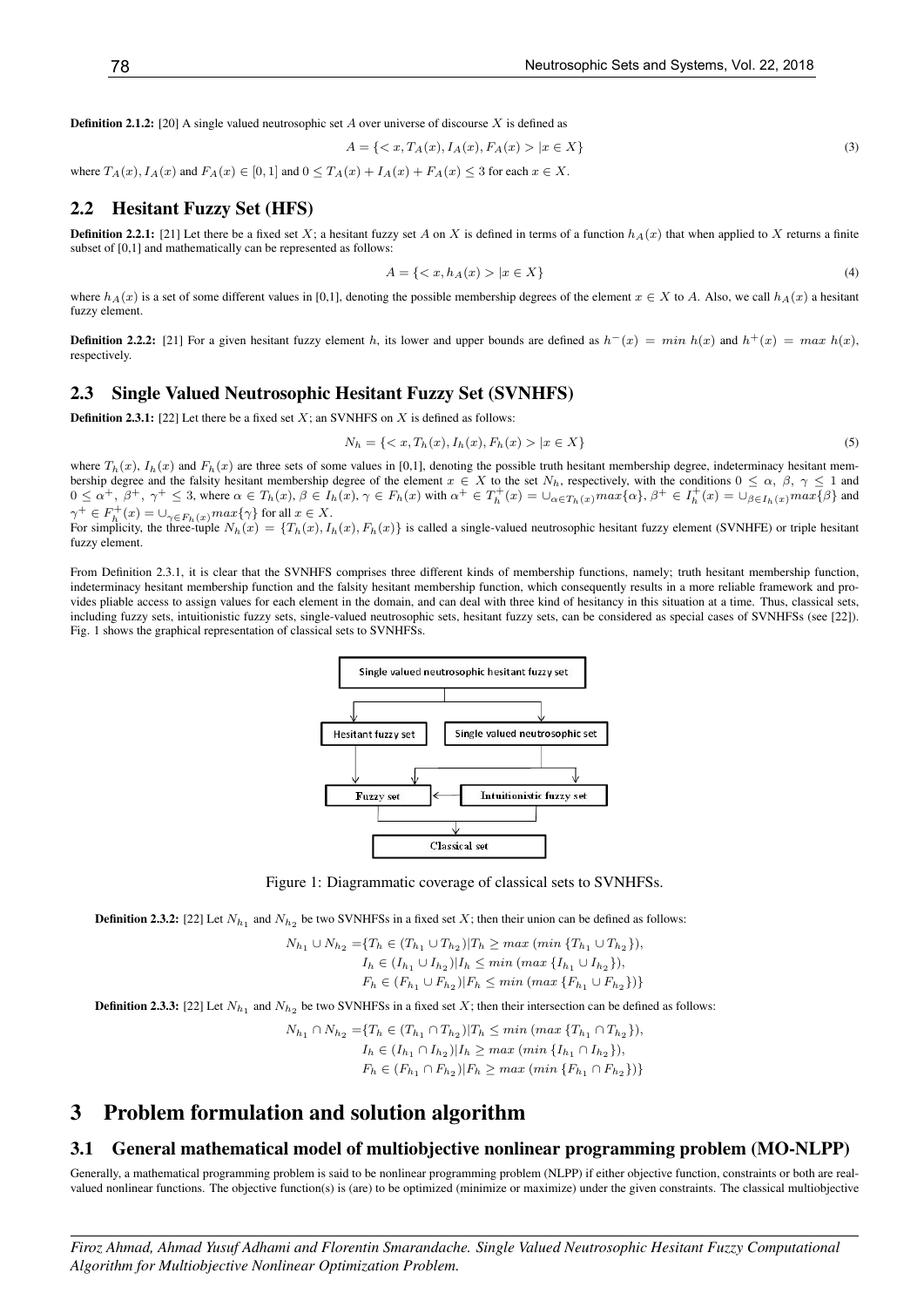**Definition 2.1.2:** [20] A single valued neutrosophic set $A$ over universe of discourse $X$ is defined as

$$A = \{< x, T_A(x), I_A(x), F_A(x) > | x \in X\} \tag{3}$$

where $T_A(x), I_A(x)$ and $F_A(x) \in [0,1]$ and $0 \leq T_A(x) + I_A(x) + F_A(x) \leq 3$ for each $x \in X$.

## 2.2 Hesitant Fuzzy Set (HFS)

**Definition 2.2.1:** [21] Let there be a fixed set $X$; a hesitant fuzzy set $A$ on $X$ is defined in terms of a function $h_A(x)$ that when applied to $X$ returns a finite subset of [0,1] and mathematically can be represented as follows:

$$A = \{< x, h_A(x) > | x \in X\} \tag{4}$$

where $h_A(x)$ is a set of some different values in [0,1], denoting the possible membership degrees of the element $x \in X$ to $A$. Also, we call $h_A(x)$ a hesitant fuzzy element.

**Definition 2.2.2:** [21] For a given hesitant fuzzy element $h$, its lower and upper bounds are defined as $h^-(x) = min\ h(x)$ and $h^+(x) = max\ h(x)$, respectively.

## 2.3 Single Valued Neutrosophic Hesitant Fuzzy Set (SVNHFS)

**Definition 2.3.1:** [22] Let there be a fixed set $X$; an SVNHFS on $X$ is defined as follows:

$$N_h = \{< x, T_h(x), I_h(x), F_h(x) > | x \in X\} \tag{5}$$

where $T_h(x)$, $I_h(x)$ and $F_h(x)$ are three sets of some values in [0,1], denoting the possible truth hesitant membership degree, indeterminacy hesitant membership degree and the falsity hesitant membership degree of the element $x \in X$ to the set $N_h$, respectively, with the conditions $0 \leq \alpha,\ \beta,\ \gamma \leq 1$ and $0 \leq \alpha^+,\ \beta^+,\ \gamma^+ \leq 3$, where $\alpha \in T_h(x)$, $\beta \in I_h(x)$, $\gamma \in F_h(x)$ with $\alpha^+ \in T_h^+(x) = \cup_{\alpha \in T_h(x)} max\{\alpha\}$, $\beta^+ \in I_h^+(x) = \cup_{\beta \in I_h(x)} max\{\beta\}$ and $\gamma^+ \in F_h^+(x) = \cup_{\gamma \in F_h(x)} max\{\gamma\}$ for all $x \in X$.
For simplicity, the three-tuple $N_h(x) = \{T_h(x), I_h(x), F_h(x)\}$ is called a single-valued neutrosophic hesitant fuzzy element (SVNHFE) or triple hesitant fuzzy element.

From Definition 2.3.1, it is clear that the SVNHFS comprises three different kinds of membership functions, namely; truth hesitant membership function, indeterminacy hesitant membership function and the falsity hesitant membership function, which consequently results in a more reliable framework and provides pliable access to assign values for each element in the domain, and can deal with three kind of hesitancy in this situation at a time. Thus, classical sets, including fuzzy sets, intuitionistic fuzzy sets, single-valued neutrosophic sets, hesitant fuzzy sets, can be considered as special cases of SVNHFSs (see [22]). Fig. 1 shows the graphical representation of classical sets to SVNHFSs.

Figure 1: Diagrammatic coverage of classical sets to SVNHFSs.

**Definition 2.3.2:** [22] Let $N_{h_1}$ and $N_{h_2}$ be two SVNHFSs in a fixed set $X$; then their union can be defined as follows:

$$\begin{aligned} N_{h_1} \cup N_{h_2} = \{ & T_h \in (T_{h_1} \cup T_{h_2}) | T_h \geq max\ (min\ \{T_{h_1} \cup T_{h_2}\}), \\ & I_h \in (I_{h_1} \cup I_{h_2}) | I_h \leq min\ (max\ \{I_{h_1} \cup I_{h_2}\}), \\ & F_h \in (F_{h_1} \cup F_{h_2}) | F_h \leq min\ (max\ \{F_{h_1} \cup F_{h_2}\})\} \end{aligned}$$

**Definition 2.3.3:** [22] Let $N_{h_1}$ and $N_{h_2}$ be two SVNHFSs in a fixed set $X$; then their intersection can be defined as follows:

$$\begin{aligned} N_{h_1} \cap N_{h_2} = \{ & T_h \in (T_{h_1} \cap T_{h_2}) | T_h \leq min\ (max\ \{T_{h_1} \cap T_{h_2}\}), \\ & I_h \in (I_{h_1} \cap I_{h_2}) | I_h \geq max\ (min\ \{I_{h_1} \cap I_{h_2}\}), \\ & F_h \in (F_{h_1} \cap F_{h_2}) | F_h \geq max\ (min\ \{F_{h_1} \cap F_{h_2}\})\} \end{aligned}$$

# 3 Problem formulation and solution algorithm

## 3.1 General mathematical model of multiobjective nonlinear programming problem (MO-NLPP)

Generally, a mathematical programming problem is said to be nonlinear programming problem (NLPP) if either objective function, constraints or both are real-valued nonlinear functions. The objective function(s) is (are) to be optimized (minimize or maximize) under the given constraints. The classical multiobjective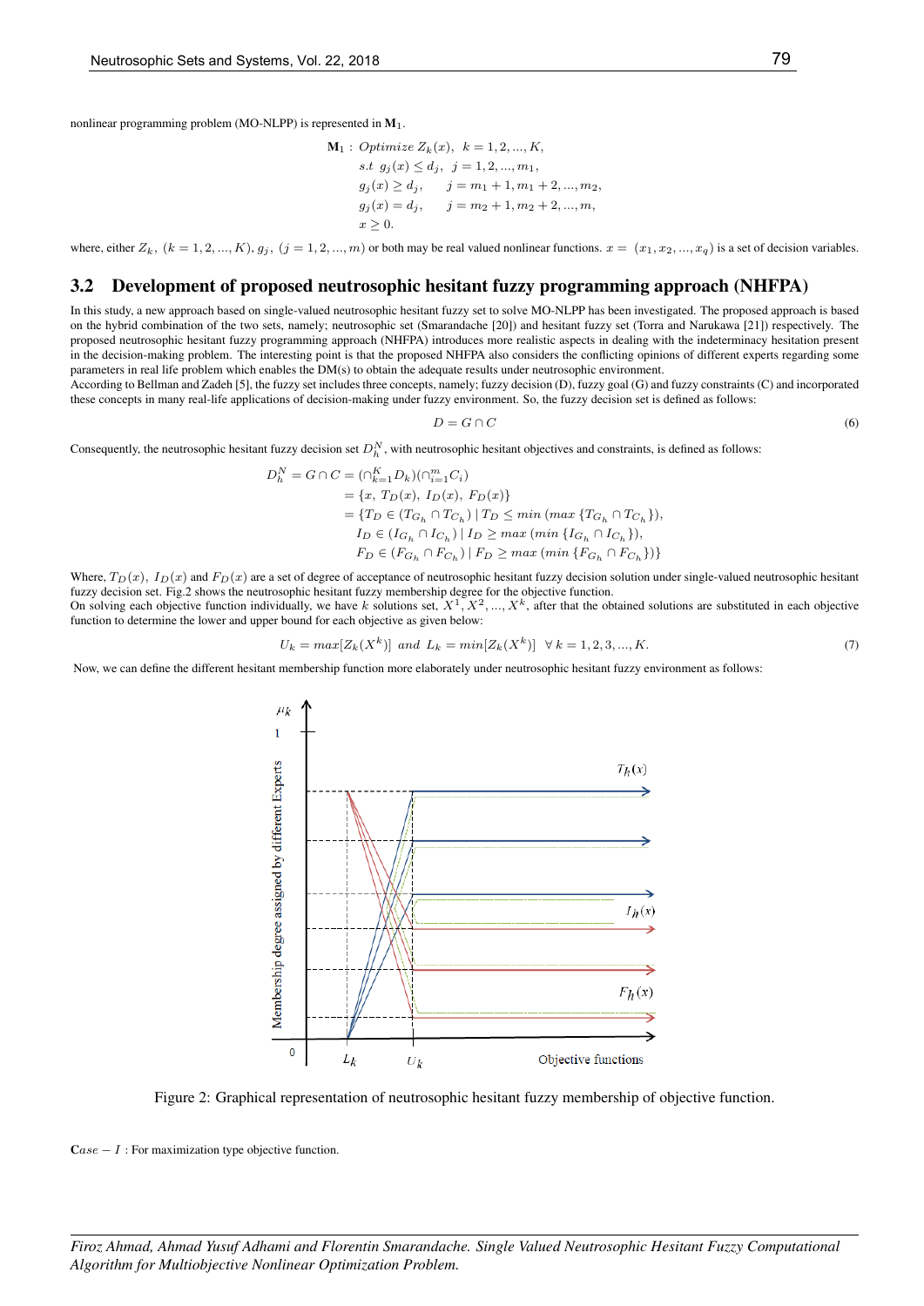nonlinear programming problem (MO-NLPP) is represented in $\mathbf{M}_1$.

$$
\begin{aligned}
\mathbf{M}_1: \; & Optimize\; Z_k(x),\;\; k = 1, 2, ..., K, \\
& s.t\;\; g_j(x) \leq d_j,\;\; j = 1, 2, ..., m_1, \\
& g_j(x) \geq d_j, \qquad j = m_1 + 1, m_1 + 2, ..., m_2, \\
& g_j(x) = d_j, \qquad j = m_2 + 1, m_2 + 2, ..., m, \\
& x \geq 0.
\end{aligned}
$$

where, either $Z_k,\ (k = 1, 2, ..., K),\ g_j,\ (j = 1, 2, ..., m)$ or both may be real valued nonlinear functions. $x = (x_1, x_2, ..., x_q)$ is a set of decision variables.

## 3.2 Development of proposed neutrosophic hesitant fuzzy programming approach (NHFPA)

In this study, a new approach based on single-valued neutrosophic hesitant fuzzy set to solve MO-NLPP has been investigated. The proposed approach is based on the hybrid combination of the two sets, namely; neutrosophic set (Smarandache [20]) and hesitant fuzzy set (Torra and Narukawa [21]) respectively. The proposed neutrosophic hesitant fuzzy programming approach (NHFPA) introduces more realistic aspects in dealing with the indeterminacy hesitation present in the decision-making problem. The interesting point is that the proposed NHFPA also considers the conflicting opinions of different experts regarding some parameters in real life problem which enables the DM(s) to obtain the adequate results under neutrosophic environment.

According to Bellman and Zadeh [5], the fuzzy set includes three concepts, namely; fuzzy decision (D), fuzzy goal (G) and fuzzy constraints (C) and incorporated these concepts in many real-life applications of decision-making under fuzzy environment. So, the fuzzy decision set is defined as follows:

$$D = G \cap C \tag{6}$$

Consequently, the neutrosophic hesitant fuzzy decision set $D_h^N$, with neutrosophic hesitant objectives and constraints, is defined as follows:

$$
\begin{aligned}
D_h^N = G \cap C &= (\cap_{k=1}^{K} D_k)(\cap_{i=1}^{m} C_i) \\
&= \{x,\ T_D(x),\ I_D(x),\ F_D(x)\} \\
&= \{T_D \in (T_{G_h} \cap T_{C_h}) \mid T_D \leq min\ (max\ \{T_{G_h} \cap T_{C_h}\}), \\
&\quad I_D \in (I_{G_h} \cap I_{C_h}) \mid I_D \geq max\ (min\ \{I_{G_h} \cap I_{C_h}\}), \\
&\quad F_D \in (F_{G_h} \cap F_{C_h}) \mid F_D \geq max\ (min\ \{F_{G_h} \cap F_{C_h}\})\}
\end{aligned}
$$

Where, $T_D(x),\ I_D(x)$ and $F_D(x)$ are a set of degree of acceptance of neutrosophic hesitant fuzzy decision solution under single-valued neutrosophic hesitant fuzzy decision set. Fig.2 shows the neutrosophic hesitant fuzzy membership degree for the objective function.

On solving each objective function individually, we have $k$ solutions set, $X^1, X^2, ..., X^k$, after that the obtained solutions are substituted in each objective function to determine the lower and upper bound for each objective as given below:

$$U_k = max[Z_k(X^k)]\ \ and\ \ L_k = min[Z_k(X^k)]\ \ \forall\ k = 1, 2, 3, ..., K. \tag{7}$$

Now, we can define the different hesitant membership function more elaborately under neutrosophic hesitant fuzzy environment as follows:

Figure 2: Graphical representation of neutrosophic hesitant fuzzy membership of objective function.

$Case - I$ : For maximization type objective function.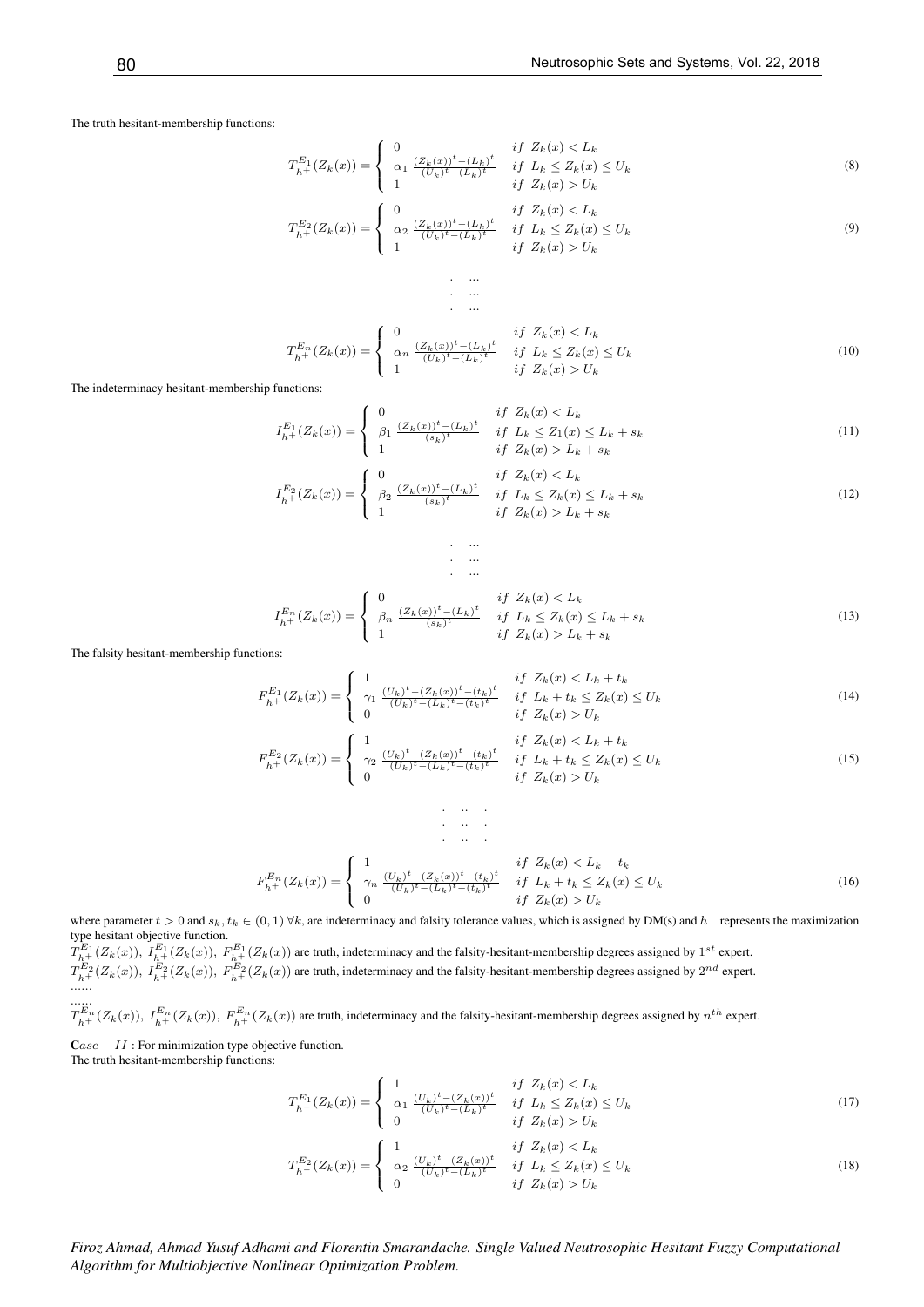The truth hesitant-membership functions:

$$T^{E_1}_{h^+}(Z_k(x)) = \begin{cases} 0 & if \ Z_k(x) < L_k \\ \alpha_1 \ \frac{(Z_k(x))^t - (L_k)^t}{(U_k)^t - (L_k)^t} & if \ L_k \leq Z_k(x) \leq U_k \\ 1 & if \ Z_k(x) > U_k \end{cases} \tag{8}$$

$$T^{E_2}_{h^+}(Z_k(x)) = \begin{cases} 0 & if \ Z_k(x) < L_k \\ \alpha_2 \ \frac{(Z_k(x))^t - (L_k)^t}{(U_k)^t - (L_k)^t} & if \ L_k \leq Z_k(x) \leq U_k \\ 1 & if \ Z_k(x) > U_k \end{cases} \tag{9}$$

$$\begin{matrix} . & ... \\ . & ... \\ . & ... \end{matrix}$$

$$T^{E_n}_{h^+}(Z_k(x)) = \begin{cases} 0 & if \ Z_k(x) < L_k \\ \alpha_n \ \frac{(Z_k(x))^t - (L_k)^t}{(U_k)^t - (L_k)^t} & if \ L_k \leq Z_k(x) \leq U_k \\ 1 & if \ Z_k(x) > U_k \end{cases} \tag{10}$$

The indeterminacy hesitant-membership functions:

$$I^{E_1}_{h^+}(Z_k(x)) = \begin{cases} 0 & if \ Z_k(x) < L_k \\ \beta_1 \ \frac{(Z_k(x))^t - (L_k)^t}{(s_k)^t} & if \ L_k \leq Z_1(x) \leq L_k + s_k \\ 1 & if \ Z_k(x) > L_k + s_k \end{cases} \tag{11}$$

$$I^{E_2}_{h^+}(Z_k(x)) = \begin{cases} 0 & if \ Z_k(x) < L_k \\ \beta_2 \ \frac{(Z_k(x))^t - (L_k)^t}{(s_k)^t} & if \ L_k \leq Z_k(x) \leq L_k + s_k \\ 1 & if \ Z_k(x) > L_k + s_k \end{cases} \tag{12}$$

$$\begin{matrix} . & ... \\ . & ... \\ . & ... \end{matrix}$$

$$I^{E_n}_{h^+}(Z_k(x)) = \begin{cases} 0 & if \ Z_k(x) < L_k \\ \beta_n \ \frac{(Z_k(x))^t - (L_k)^t}{(s_k)^t} & if \ L_k \leq Z_k(x) \leq L_k + s_k \\ 1 & if \ Z_k(x) > L_k + s_k \end{cases} \tag{13}$$

The falsity hesitant-membership functions:

$$F^{E_1}_{h^+}(Z_k(x)) = \begin{cases} 1 & if \ Z_k(x) < L_k + t_k \\ \gamma_1 \ \frac{(U_k)^t - (Z_k(x))^t - (t_k)^t}{(U_k)^t - (L_k)^t - (t_k)^t} & if \ L_k + t_k \leq Z_k(x) \leq U_k \\ 0 & if \ Z_k(x) > U_k \end{cases} \tag{14}$$

$$F^{E_2}_{h^+}(Z_k(x)) = \begin{cases} 1 & if \ Z_k(x) < L_k + t_k \\ \gamma_2 \ \frac{(U_k)^t - (Z_k(x))^t - (t_k)^t}{(U_k)^t - (L_k)^t - (t_k)^t} & if \ L_k + t_k \leq Z_k(x) \leq U_k \\ 0 & if \ Z_k(x) > U_k \end{cases} \tag{15}$$

$$\begin{matrix} . & .. & . \\ . & .. & . \\ . & .. & . \end{matrix}$$

$$F^{E_n}_{h^+}(Z_k(x)) = \begin{cases} 1 & if \ Z_k(x) < L_k + t_k \\ \gamma_n \ \frac{(U_k)^t - (Z_k(x))^t - (t_k)^t}{(U_k)^t - (L_k)^t - (t_k)^t} & if \ L_k + t_k \leq Z_k(x) \leq U_k \\ 0 & if \ Z_k(x) > U_k \end{cases} \tag{16}$$

where parameter $t > 0$ and $s_k, t_k \in (0, 1) \ \forall k$, are indeterminacy and falsity tolerance values, which is assigned by DM(s) and $h^+$ represents the maximization type hesitant objective function.

$T^{E_1}_{h^+}(Z_k(x)), \ I^{E_1}_{h^+}(Z_k(x)), \ F^{E_1}_{h^+}(Z_k(x))$ are truth, indeterminacy and the falsity-hesitant-membership degrees assigned by $1^{st}$ expert.

$T^{E_2}_{h^+}(Z_k(x)), \ I^{E_2}_{h^+}(Z_k(x)), \ F^{E_2}_{h^+}(Z_k(x))$ are truth, indeterminacy and the falsity-hesitant-membership degrees assigned by $2^{nd}$ expert.

......

......

$T^{E_n}_{h^+}(Z_k(x)), \ I^{E_n}_{h^+}(Z_k(x)), \ F^{E_n}_{h^+}(Z_k(x))$ are truth, indeterminacy and the falsity-hesitant-membership degrees assigned by $n^{th}$ expert.

$\mathbf{C}ase - II$ : For minimization type objective function.

The truth hesitant-membership functions:

$$T^{E_1}_{h^-}(Z_k(x)) = \begin{cases} 1 & if \ Z_k(x) < L_k \\ \alpha_1 \ \frac{(U_k)^t - (Z_k(x))^t}{(U_k)^t - (L_k)^t} & if \ L_k \leq Z_k(x) \leq U_k \\ 0 & if \ Z_k(x) > U_k \end{cases} \tag{17}$$

$$T^{E_2}_{h^-}(Z_k(x)) = \begin{cases} 1 & if \ Z_k(x) < L_k \\ \alpha_2 \ \frac{(U_k)^t - (Z_k(x))^t}{(U_k)^t - (L_k)^t} & if \ L_k \leq Z_k(x) \leq U_k \\ 0 & if \ Z_k(x) > U_k \end{cases} \tag{18}$$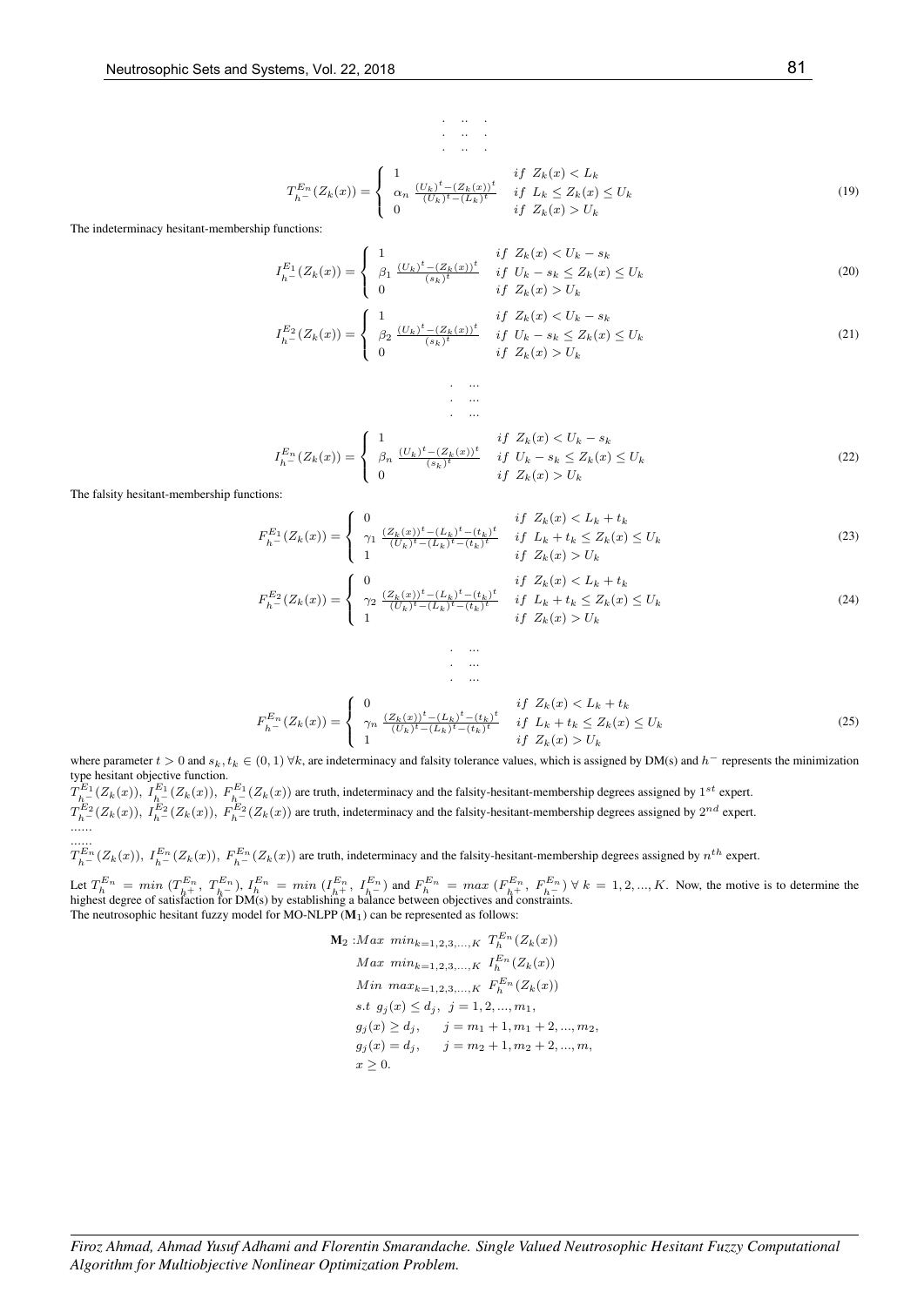$$\begin{array}{c}. \quad .. \quad . \\ . \quad .. \quad . \\ . \quad .. \quad .\end{array}$$

$$T_{h^-}^{E_n}(Z_k(x)) = \begin{cases} 1 & if \ Z_k(x) < L_k \\ \alpha_n \ \frac{(U_k)^t - (Z_k(x))^t}{(U_k)^t - (L_k)^t} & if \ L_k \leq Z_k(x) \leq U_k \\ 0 & if \ Z_k(x) > U_k \end{cases} \tag{19}$$

The indeterminacy hesitant-membership functions:

$$I_{h^-}^{E_1}(Z_k(x)) = \begin{cases} 1 & if \ Z_k(x) < U_k - s_k \\ \beta_1 \ \frac{(U_k)^t - (Z_k(x))^t}{(s_k)^t} & if \ U_k - s_k \leq Z_k(x) \leq U_k \\ 0 & if \ Z_k(x) > U_k \end{cases} \tag{20}$$

$$I_{h^-}^{E_2}(Z_k(x)) = \begin{cases} 1 & if \ Z_k(x) < U_k - s_k \\ \beta_2 \ \frac{(U_k)^t - (Z_k(x))^t}{(s_k)^t} & if \ U_k - s_k \leq Z_k(x) \leq U_k \\ 0 & if \ Z_k(x) > U_k \end{cases} \tag{21}$$

$$\begin{array}{c}. \quad ... \\ . \quad ... \\ . \quad ...\end{array}$$

$$I_{h^-}^{E_n}(Z_k(x)) = \begin{cases} 1 & if \ Z_k(x) < U_k - s_k \\ \beta_n \ \frac{(U_k)^t - (Z_k(x))^t}{(s_k)^t} & if \ U_k - s_k \leq Z_k(x) \leq U_k \\ 0 & if \ Z_k(x) > U_k \end{cases} \tag{22}$$

The falsity hesitant-membership functions:

$$F_{h^-}^{E_1}(Z_k(x)) = \begin{cases} 0 & if \ Z_k(x) < L_k + t_k \\ \gamma_1 \ \frac{(Z_k(x))^t - (L_k)^t - (t_k)^t}{(U_k)^t - (L_k)^t - (t_k)^t} & if \ L_k + t_k \leq Z_k(x) \leq U_k \\ 1 & if \ Z_k(x) > U_k \end{cases} \tag{23}$$

$$F_{h^-}^{E_2}(Z_k(x)) = \begin{cases} 0 & if \ Z_k(x) < L_k + t_k \\ \gamma_2 \ \frac{(Z_k(x))^t - (L_k)^t - (t_k)^t}{(U_k)^t - (L_k)^t - (t_k)^t} & if \ L_k + t_k \leq Z_k(x) \leq U_k \\ 1 & if \ Z_k(x) > U_k \end{cases} \tag{24}$$

$$\begin{array}{c}. \quad ... \\ . \quad ... \\ . \quad ...\end{array}$$

$$F_{h^-}^{E_n}(Z_k(x)) = \begin{cases} 0 & if \ Z_k(x) < L_k + t_k \\ \gamma_n \ \frac{(Z_k(x))^t - (L_k)^t - (t_k)^t}{(U_k)^t - (L_k)^t - (t_k)^t} & if \ L_k + t_k \leq Z_k(x) \leq U_k \\ 1 & if \ Z_k(x) > U_k \end{cases} \tag{25}$$

where parameter $t > 0$ and $s_k, t_k \in (0, 1) \ \forall k$, are indeterminacy and falsity tolerance values, which is assigned by DM(s) and $h^-$ represents the minimization type hesitant objective function.

$T_{h^-}^{E_1}(Z_k(x)), \ I_{h^-}^{E_1}(Z_k(x)), \ F_{h^-}^{E_1}(Z_k(x))$ are truth, indeterminacy and the falsity-hesitant-membership degrees assigned by $1^{st}$ expert.

$T_{h^-}^{E_2}(Z_k(x)), \ I_{h^-}^{E_2}(Z_k(x)), \ F_{h^-}^{E_2}(Z_k(x))$ are truth, indeterminacy and the falsity-hesitant-membership degrees assigned by $2^{nd}$ expert.

......

......

$T_{h^-}^{E_n}(Z_k(x)), \ I_{h^-}^{E_n}(Z_k(x)), \ F_{h^-}^{E_n}(Z_k(x))$ are truth, indeterminacy and the falsity-hesitant-membership degrees assigned by $n^{th}$ expert.

Let $T_h^{E_n} = min \ (T_{h^+}^{E_n}, \ T_{h^-}^{E_n})$, $I_h^{E_n} = min \ (I_{h^+}^{E_n}, \ I_{h^-}^{E_n})$ and $F_h^{E_n} = max \ (F_{h^+}^{E_n}, \ F_{h^-}^{E_n}) \ \forall \ k = 1, 2, ..., K$. Now, the motive is to determine the highest degree of satisfaction for DM(s) by establishing a balance between objectives and constraints.

The neutrosophic hesitant fuzzy model for MO-NLPP ($\mathbf{M}_1$) can be represented as follows:

$$\begin{aligned}
\mathbf{M}_2 : & Max \ \ min_{k=1,2,3,...,K} \ \ T_h^{E_n}(Z_k(x)) \\
& Max \ \ min_{k=1,2,3,...,K} \ \ I_h^{E_n}(Z_k(x)) \\
& Min \ \ max_{k=1,2,3,...,K} \ \ F_h^{E_n}(Z_k(x)) \\
& s.t \ \ g_j(x) \leq d_j, \ \ j = 1, 2, ..., m_1, \\
& g_j(x) \geq d_j, \qquad j = m_1 + 1, m_1 + 2, ..., m_2, \\
& g_j(x) = d_j, \qquad j = m_2 + 1, m_2 + 2, ..., m, \\
& x \geq 0.
\end{aligned}$$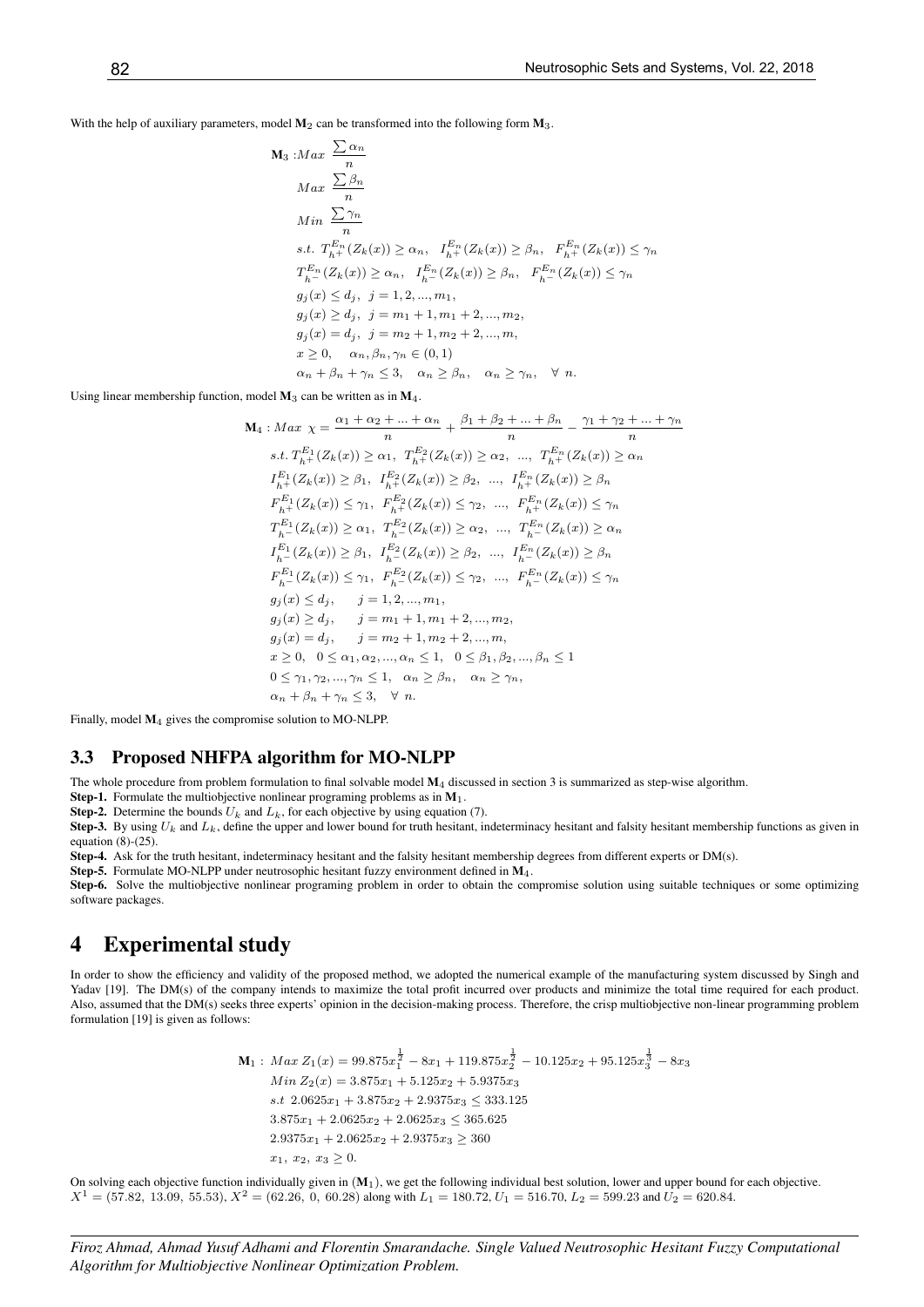With the help of auxiliary parameters, model $\mathbf{M}_2$ can be transformed into the following form $\mathbf{M}_3$.

$$
\begin{aligned}
\mathbf{M}_3 : & Max \ \frac{\sum \alpha_n}{n} \\
& Max \ \frac{\sum \beta_n}{n} \\
& Min \ \frac{\sum \gamma_n}{n} \\
& s.t. \ T_{h^+}^{E_n}(Z_k(x)) \geq \alpha_n, \quad I_{h^+}^{E_n}(Z_k(x)) \geq \beta_n, \quad F_{h^+}^{E_n}(Z_k(x)) \leq \gamma_n \\
& T_{h^-}^{E_n}(Z_k(x)) \geq \alpha_n, \quad I_{h^-}^{E_n}(Z_k(x)) \geq \beta_n, \quad F_{h^-}^{E_n}(Z_k(x)) \leq \gamma_n \\
& g_j(x) \leq d_j, \ \ j = 1, 2, ..., m_1, \\
& g_j(x) \geq d_j, \ \ j = m_1 + 1, m_1 + 2, ..., m_2, \\
& g_j(x) = d_j, \ \ j = m_2 + 1, m_2 + 2, ..., m, \\
& x \geq 0, \quad \alpha_n, \beta_n, \gamma_n \in (0, 1) \\
& \alpha_n + \beta_n + \gamma_n \leq 3, \quad \alpha_n \geq \beta_n, \quad \alpha_n \geq \gamma_n, \quad \forall \ n.
\end{aligned}
$$

Using linear membership function, model $\mathbf{M}_3$ can be written as in $\mathbf{M}_4$.

$$
\begin{aligned}
\mathbf{M}_4 : & Max \ \chi = \frac{\alpha_1 + \alpha_2 + ... + \alpha_n}{n} + \frac{\beta_1 + \beta_2 + ... + \beta_n}{n} - \frac{\gamma_1 + \gamma_2 + ... + \gamma_n}{n} \\
& s.t. \ T_{h^+}^{E_1}(Z_k(x)) \geq \alpha_1, \ T_{h^+}^{E_2}(Z_k(x)) \geq \alpha_2, \ ..., \ T_{h^+}^{E_n}(Z_k(x)) \geq \alpha_n \\
& I_{h^+}^{E_1}(Z_k(x)) \geq \beta_1, \ I_{h^+}^{E_2}(Z_k(x)) \geq \beta_2, \ ..., \ I_{h^+}^{E_n}(Z_k(x)) \geq \beta_n \\
& F_{h^+}^{E_1}(Z_k(x)) \leq \gamma_1, \ F_{h^+}^{E_2}(Z_k(x)) \leq \gamma_2, \ ..., \ F_{h^+}^{E_n}(Z_k(x)) \leq \gamma_n \\
& T_{h^-}^{E_1}(Z_k(x)) \geq \alpha_1, \ T_{h^-}^{E_2}(Z_k(x)) \geq \alpha_2, \ ..., \ T_{h^-}^{E_n}(Z_k(x)) \geq \alpha_n \\
& I_{h^-}^{E_1}(Z_k(x)) \geq \beta_1, \ I_{h^-}^{E_2}(Z_k(x)) \geq \beta_2, \ ..., \ I_{h^-}^{E_n}(Z_k(x)) \geq \beta_n \\
& F_{h^-}^{E_1}(Z_k(x)) \leq \gamma_1, \ F_{h^-}^{E_2}(Z_k(x)) \leq \gamma_2, \ ..., \ F_{h^-}^{E_n}(Z_k(x)) \leq \gamma_n \\
& g_j(x) \leq d_j, \qquad j = 1, 2, ..., m_1, \\
& g_j(x) \geq d_j, \qquad j = m_1 + 1, m_1 + 2, ..., m_2, \\
& g_j(x) = d_j, \qquad j = m_2 + 1, m_2 + 2, ..., m, \\
& x \geq 0, \quad 0 \leq \alpha_1, \alpha_2, ..., \alpha_n \leq 1, \quad 0 \leq \beta_1, \beta_2, ..., \beta_n \leq 1 \\
& 0 \leq \gamma_1, \gamma_2, ..., \gamma_n \leq 1, \quad \alpha_n \geq \beta_n, \quad \alpha_n \geq \gamma_n, \\
& \alpha_n + \beta_n + \gamma_n \leq 3, \quad \forall \ n.
\end{aligned}
$$

Finally, model $\mathbf{M}_4$ gives the compromise solution to MO-NLPP.

## 3.3 Proposed NHFPA algorithm for MO-NLPP

The whole procedure from problem formulation to final solvable model $\mathbf{M}_4$ discussed in section 3 is summarized as step-wise algorithm.

**Step-1.** Formulate the multiobjective nonlinear programing problems as in $\mathbf{M}_1$.

**Step-2.** Determine the bounds $U_k$ and $L_k$, for each objective by using equation (7).

**Step-3.** By using $U_k$ and $L_k$, define the upper and lower bound for truth hesitant, indeterminacy hesitant and falsity hesitant membership functions as given in equation (8)-(25).

**Step-4.** Ask for the truth hesitant, indeterminacy hesitant and the falsity hesitant membership degrees from different experts or DM(s).

**Step-5.** Formulate MO-NLPP under neutrosophic hesitant fuzzy environment defined in $\mathbf{M}_4$.

**Step-6.** Solve the multiobjective nonlinear programing problem in order to obtain the compromise solution using suitable techniques or some optimizing software packages.

# 4 Experimental study

In order to show the efficiency and validity of the proposed method, we adopted the numerical example of the manufacturing system discussed by Singh and Yadav [19]. The DM(s) of the company intends to maximize the total profit incurred over products and minimize the total time required for each product. Also, assumed that the DM(s) seeks three experts' opinion in the decision-making process. Therefore, the crisp multiobjective non-linear programming problem formulation [19] is given as follows:

$$
\begin{aligned}
\mathbf{M}_1 : \ & Max \ Z_1(x) = 99.875x_1^{\frac{1}{2}} - 8x_1 + 119.875x_2^{\frac{1}{2}} - 10.125x_2 + 95.125x_3^{\frac{1}{3}} - 8x_3 \\
& Min \ Z_2(x) = 3.875x_1 + 5.125x_2 + 5.9375x_3 \\
& s.t \ 2.0625x_1 + 3.875x_2 + 2.9375x_3 \leq 333.125 \\
& 3.875x_1 + 2.0625x_2 + 2.0625x_3 \leq 365.625 \\
& 2.9375x_1 + 2.0625x_2 + 2.9375x_3 \geq 360 \\
& x_1, \ x_2, \ x_3 \geq 0.
\end{aligned}
$$

On solving each objective function individually given in ($\mathbf{M}_1$), we get the following individual best solution, lower and upper bound for each objective. $X^1 = (57.82, \ 13.09, \ 55.53)$, $X^2 = (62.26, \ 0, \ 60.28)$ along with $L_1 = 180.72, U_1 = 516.70, L_2 = 599.23$ and $U_2 = 620.84$.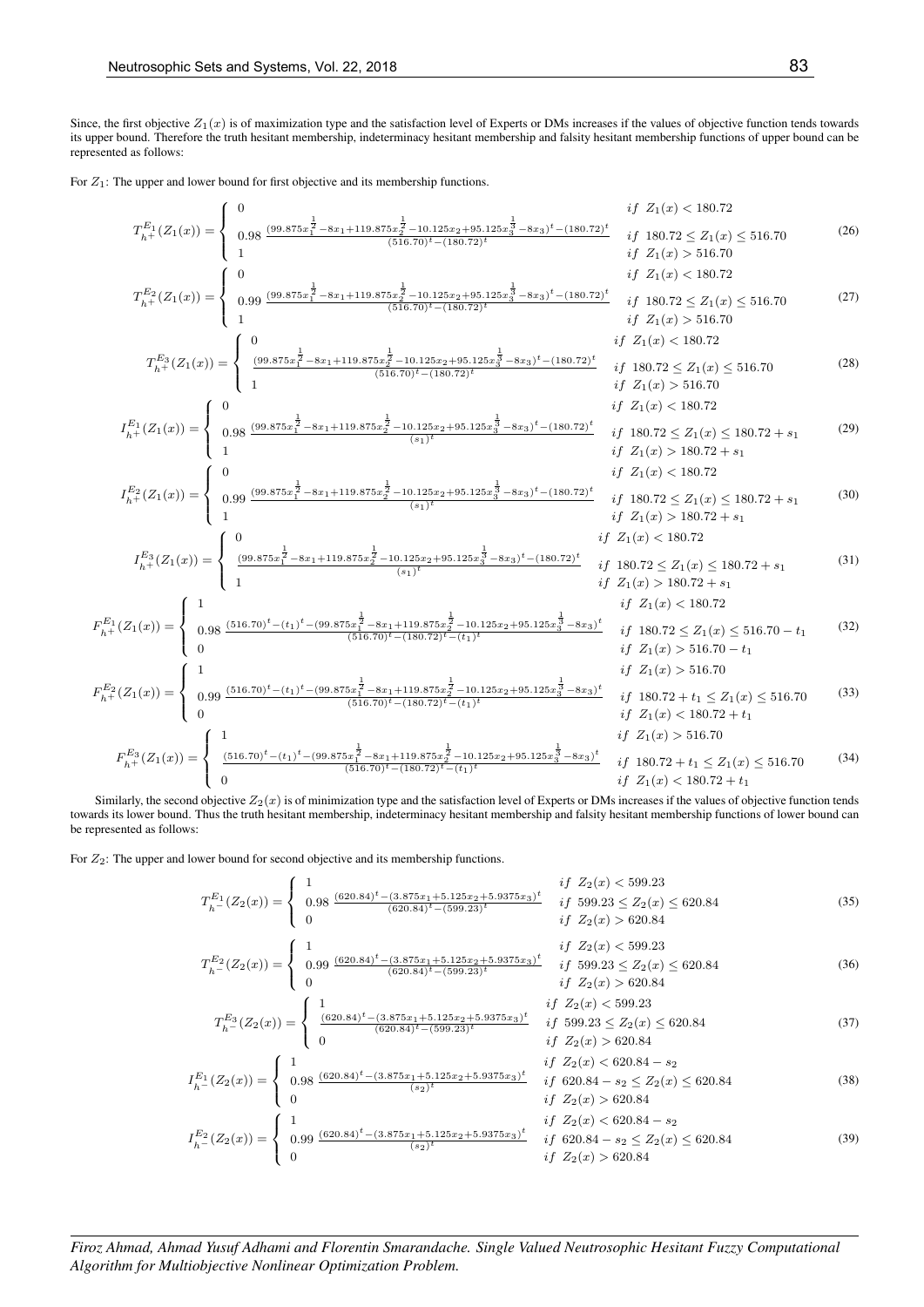Since, the first objective $Z_1(x)$ is of maximization type and the satisfaction level of Experts or DMs increases if the values of objective function tends towards its upper bound. Therefore the truth hesitant membership, indeterminacy hesitant membership and falsity hesitant membership functions of upper bound can be represented as follows:

For $Z_1$: The upper and lower bound for first objective and its membership functions.

$$T_{h^+}^{E_1}(Z_1(x)) = \begin{cases} 0 & if\ Z_1(x) < 180.72 \\ 0.98\ \frac{(99.875x_1^{\frac{1}{2}} - 8x_1 + 119.875x_2^{\frac{1}{2}} - 10.125x_2 + 95.125x_3^{\frac{1}{3}} - 8x_3)^t - (180.72)^t}{(516.70)^t - (180.72)^t} & if\ 180.72 \leq Z_1(x) \leq 516.70 \\ 1 & if\ Z_1(x) > 516.70 \end{cases} \tag{26}$$

$$T_{h^+}^{E_2}(Z_1(x)) = \begin{cases} 0 & if\ Z_1(x) < 180.72 \\ 0.99\ \frac{(99.875x_1^{\frac{1}{2}} - 8x_1 + 119.875x_2^{\frac{1}{2}} - 10.125x_2 + 95.125x_3^{\frac{1}{3}} - 8x_3)^t - (180.72)^t}{(516.70)^t - (180.72)^t} & if\ 180.72 \leq Z_1(x) \leq 516.70 \\ 1 & if\ Z_1(x) > 516.70 \end{cases} \tag{27}$$

$$T_{h^+}^{E_3}(Z_1(x)) = \begin{cases} 0 & if\ Z_1(x) < 180.72 \\ \frac{(99.875x_1^{\frac{1}{2}} - 8x_1 + 119.875x_2^{\frac{1}{2}} - 10.125x_2 + 95.125x_3^{\frac{1}{3}} - 8x_3)^t - (180.72)^t}{(516.70)^t - (180.72)^t} & if\ 180.72 \leq Z_1(x) \leq 516.70 \\ 1 & if\ Z_1(x) > 516.70 \end{cases} \tag{28}$$

$$I_{h^+}^{E_1}(Z_1(x)) = \begin{cases} 0 & if\ Z_1(x) < 180.72 \\ 0.98\ \frac{(99.875x_1^{\frac{1}{2}} - 8x_1 + 119.875x_2^{\frac{1}{2}} - 10.125x_2 + 95.125x_3^{\frac{1}{3}} - 8x_3)^t - (180.72)^t}{(s_1)^t} & if\ 180.72 \leq Z_1(x) \leq 180.72 + s_1 \\ 1 & if\ Z_1(x) > 180.72 + s_1 \end{cases} \tag{29}$$

$$I_{h^+}^{E_2}(Z_1(x)) = \begin{cases} 0 & if\ Z_1(x) < 180.72 \\ 0.99\ \frac{(99.875x_1^{\frac{1}{2}} - 8x_1 + 119.875x_2^{\frac{1}{2}} - 10.125x_2 + 95.125x_3^{\frac{1}{3}} - 8x_3)^t - (180.72)^t}{(s_1)^t} & if\ 180.72 \leq Z_1(x) \leq 180.72 + s_1 \\ 1 & if\ Z_1(x) > 180.72 + s_1 \end{cases} \tag{30}$$

$$I_{h^+}^{E_3}(Z_1(x)) = \begin{cases} 0 & if\ Z_1(x) < 180.72 \\ \frac{(99.875x_1^{\frac{1}{2}} - 8x_1 + 119.875x_2^{\frac{1}{2}} - 10.125x_2 + 95.125x_3^{\frac{1}{3}} - 8x_3)^t - (180.72)^t}{(s_1)^t} & if\ 180.72 \leq Z_1(x) \leq 180.72 + s_1 \\ 1 & if\ Z_1(x) > 180.72 + s_1 \end{cases} \tag{31}$$

$$F_{h^+}^{E_1}(Z_1(x)) = \begin{cases} 1 & if\ Z_1(x) < 180.72 \\ 0.98\ \frac{(516.70)^t - (t_1)^t - (99.875x_1^{\frac{1}{2}} - 8x_1 + 119.875x_2^{\frac{1}{2}} - 10.125x_2 + 95.125x_3^{\frac{1}{3}} - 8x_3)^t}{(516.70)^t - (180.72)^t - (t_1)^t} & if\ 180.72 \leq Z_1(x) \leq 516.70 - t_1 \\ 0 & if\ Z_1(x) > 516.70 - t_1 \end{cases} \tag{32}$$

$$F_{h^+}^{E_2}(Z_1(x)) = \begin{cases} 1 & if\ Z_1(x) > 516.70 \\ 0.99\ \frac{(516.70)^t - (t_1)^t - (99.875x_1^{\frac{1}{2}} - 8x_1 + 119.875x_2^{\frac{1}{2}} - 10.125x_2 + 95.125x_3^{\frac{1}{3}} - 8x_3)^t}{(516.70)^t - (180.72)^t - (t_1)^t} & if\ 180.72 + t_1 \leq Z_1(x) \leq 516.70 \\ 0 & if\ Z_1(x) < 180.72 + t_1 \end{cases} \tag{33}$$

$$F_{h^+}^{E_3}(Z_1(x)) = \begin{cases} 1 & if\ Z_1(x) > 516.70 \\ \frac{(516.70)^t - (t_1)^t - (99.875x_1^{\frac{1}{2}} - 8x_1 + 119.875x_2^{\frac{1}{2}} - 10.125x_2 + 95.125x_3^{\frac{1}{3}} - 8x_3)^t}{(516.70)^t - (180.72)^t - (t_1)^t} & if\ 180.72 + t_1 \leq Z_1(x) \leq 516.70 \\ 0 & if\ Z_1(x) < 180.72 + t_1 \end{cases} \tag{34}$$

Similarly, the second objective $Z_2(x)$ is of minimization type and the satisfaction level of Experts or DMs increases if the values of objective function tends towards its lower bound. Thus the truth hesitant membership, indeterminacy hesitant membership and falsity hesitant membership functions of lower bound can be represented as follows:

For $Z_2$: The upper and lower bound for second objective and its membership functions.

$$T_{h^-}^{E_1}(Z_2(x)) = \begin{cases} 1 & if\ Z_2(x) < 599.23 \\ 0.98\ \frac{(620.84)^t - (3.875x_1 + 5.125x_2 + 5.9375x_3)^t}{(620.84)^t - (599.23)^t} & if\ 599.23 \leq Z_2(x) \leq 620.84 \\ 0 & if\ Z_2(x) > 620.84 \end{cases} \tag{35}$$

$$T_{h^-}^{E_2}(Z_2(x)) = \begin{cases} 1 & if\ Z_2(x) < 599.23 \\ 0.99\ \frac{(620.84)^t - (3.875x_1 + 5.125x_2 + 5.9375x_3)^t}{(620.84)^t - (599.23)^t} & if\ 599.23 \leq Z_2(x) \leq 620.84 \\ 0 & if\ Z_2(x) > 620.84 \end{cases} \tag{36}$$

$$T_{h^-}^{E_3}(Z_2(x)) = \begin{cases} 1 & if\ Z_2(x) < 599.23 \\ \frac{(620.84)^t - (3.875x_1 + 5.125x_2 + 5.9375x_3)^t}{(620.84)^t - (599.23)^t} & if\ 599.23 \leq Z_2(x) \leq 620.84 \\ 0 & if\ Z_2(x) > 620.84 \end{cases} \tag{37}$$

$$I_{h^-}^{E_1}(Z_2(x)) = \begin{cases} 1 & if\ Z_2(x) < 620.84 - s_2 \\ 0.98\ \frac{(620.84)^t - (3.875x_1 + 5.125x_2 + 5.9375x_3)^t}{(s_2)^t} & if\ 620.84 - s_2 \leq Z_2(x) \leq 620.84 \\ 0 & if\ Z_2(x) > 620.84 \end{cases} \tag{38}$$

$$I_{h^-}^{E_2}(Z_2(x)) = \begin{cases} 1 & if\ Z_2(x) < 620.84 - s_2 \\ 0.99\ \frac{(620.84)^t - (3.875x_1 + 5.125x_2 + 5.9375x_3)^t}{(s_2)^t} & if\ 620.84 - s_2 \leq Z_2(x) \leq 620.84 \\ 0 & if\ Z_2(x) > 620.84 \end{cases} \tag{39}$$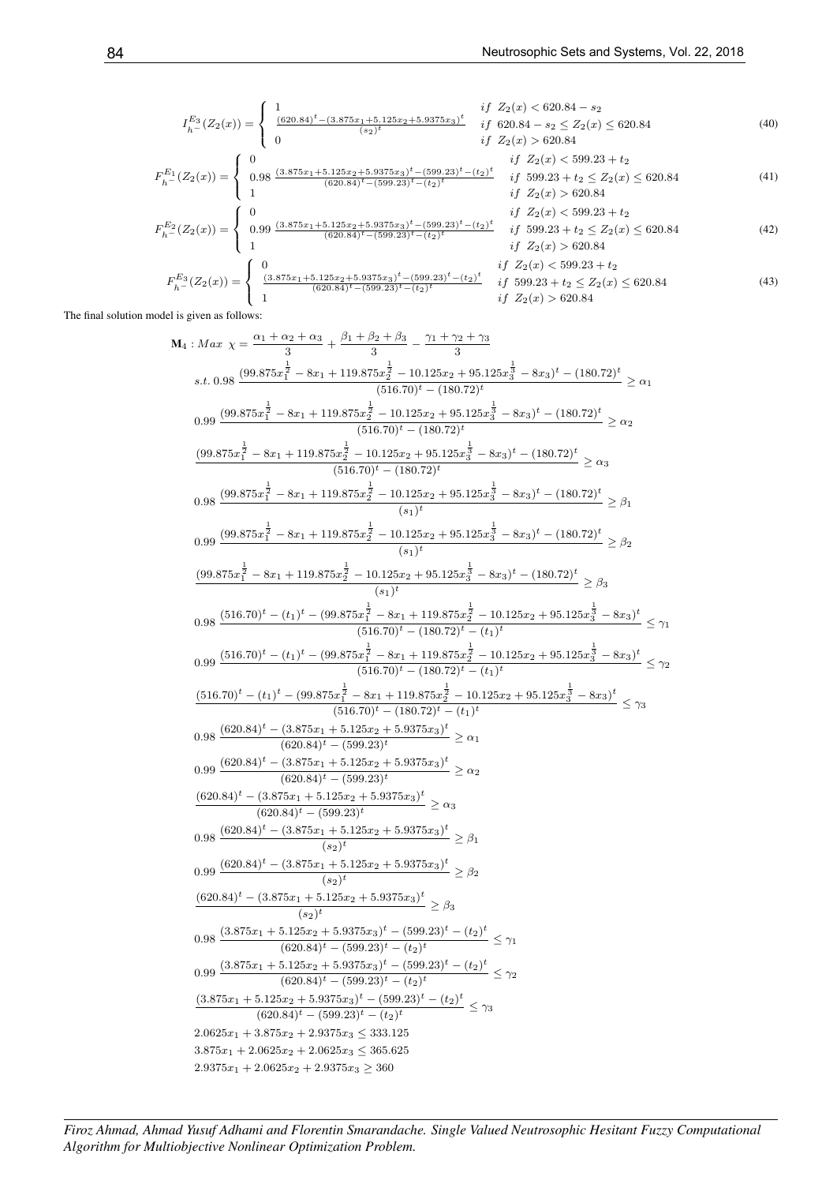$$
I_{h^-}^{E_3}(Z_2(x)) = \begin{cases} 1 & if \ Z_2(x) < 620.84 - s_2 \\ \frac{(620.84)^t - (3.875x_1 + 5.125x_2 + 5.9375x_3)^t}{(s_2)^t} & if \ 620.84 - s_2 \leq Z_2(x) \leq 620.84 \\ 0 & if \ Z_2(x) > 620.84 \end{cases} \tag{40}
$$

$$
F_{h^-}^{E_1}(Z_2(x)) = \begin{cases} 0 & if \ Z_2(x) < 599.23 + t_2 \\ 0.98 \ \frac{(3.875x_1 + 5.125x_2 + 5.9375x_3)^t - (599.23)^t - (t_2)^t}{(620.84)^t - (599.23)^t - (t_2)^t} & if \ 599.23 + t_2 \leq Z_2(x) \leq 620.84 \\ 1 & if \ Z_2(x) > 620.84 \end{cases} \tag{41}
$$

$$
F_{h^-}^{E_2}(Z_2(x)) = \begin{cases} 0 & if \ Z_2(x) < 599.23 + t_2 \\ 0.99 \ \frac{(3.875x_1 + 5.125x_2 + 5.9375x_3)^t - (599.23)^t - (t_2)^t}{(620.84)^t - (599.23)^t - (t_2)^t} & if \ 599.23 + t_2 \leq Z_2(x) \leq 620.84 \\ 1 & if \ Z_2(x) > 620.84 \end{cases} \tag{42}
$$

$$
F_{h^-}^{E_3}(Z_2(x)) = \begin{cases} 0 & if \ Z_2(x) < 599.23 + t_2 \\ \frac{(3.875x_1 + 5.125x_2 + 5.9375x_3)^t - (599.23)^t - (t_2)^t}{(620.84)^t - (599.23)^t - (t_2)^t} & if \ 599.23 + t_2 \leq Z_2(x) \leq 620.84 \\ 1 & if \ Z_2(x) > 620.84 \end{cases} \tag{43}
$$

The final solution model is given as follows:

$$
\begin{aligned}
\mathbf{M}_4 : Max \ \chi = & \frac{\alpha_1 + \alpha_2 + \alpha_3}{3} + \frac{\beta_1 + \beta_2 + \beta_3}{3} - \frac{\gamma_1 + \gamma_2 + \gamma_3}{3} \\
s.t. \ & 0.98 \ \frac{(99.875x_1^{\frac{1}{2}} - 8x_1 + 119.875x_2^{\frac{1}{2}} - 10.125x_2 + 95.125x_3^{\frac{1}{3}} - 8x_3)^t - (180.72)^t}{(516.70)^t - (180.72)^t} \geq \alpha_1 \\
& 0.99 \ \frac{(99.875x_1^{\frac{1}{2}} - 8x_1 + 119.875x_2^{\frac{1}{2}} - 10.125x_2 + 95.125x_3^{\frac{1}{3}} - 8x_3)^t - (180.72)^t}{(516.70)^t - (180.72)^t} \geq \alpha_2 \\
& \frac{(99.875x_1^{\frac{1}{2}} - 8x_1 + 119.875x_2^{\frac{1}{2}} - 10.125x_2 + 95.125x_3^{\frac{1}{3}} - 8x_3)^t - (180.72)^t}{(516.70)^t - (180.72)^t} \geq \alpha_3 \\
& 0.98 \ \frac{(99.875x_1^{\frac{1}{2}} - 8x_1 + 119.875x_2^{\frac{1}{2}} - 10.125x_2 + 95.125x_3^{\frac{1}{3}} - 8x_3)^t - (180.72)^t}{(s_1)^t} \geq \beta_1 \\
& 0.99 \ \frac{(99.875x_1^{\frac{1}{2}} - 8x_1 + 119.875x_2^{\frac{1}{2}} - 10.125x_2 + 95.125x_3^{\frac{1}{3}} - 8x_3)^t - (180.72)^t}{(s_1)^t} \geq \beta_2 \\
& \frac{(99.875x_1^{\frac{1}{2}} - 8x_1 + 119.875x_2^{\frac{1}{2}} - 10.125x_2 + 95.125x_3^{\frac{1}{3}} - 8x_3)^t - (180.72)^t}{(s_1)^t} \geq \beta_3 \\
& 0.98 \ \frac{(516.70)^t - (t_1)^t - (99.875x_1^{\frac{1}{2}} - 8x_1 + 119.875x_2^{\frac{1}{2}} - 10.125x_2 + 95.125x_3^{\frac{1}{3}} - 8x_3)^t}{(516.70)^t - (180.72)^t - (t_1)^t} \leq \gamma_1 \\
& 0.99 \ \frac{(516.70)^t - (t_1)^t - (99.875x_1^{\frac{1}{2}} - 8x_1 + 119.875x_2^{\frac{1}{2}} - 10.125x_2 + 95.125x_3^{\frac{1}{3}} - 8x_3)^t}{(516.70)^t - (180.72)^t - (t_1)^t} \leq \gamma_2 \\
& \frac{(516.70)^t - (t_1)^t - (99.875x_1^{\frac{1}{2}} - 8x_1 + 119.875x_2^{\frac{1}{2}} - 10.125x_2 + 95.125x_3^{\frac{1}{3}} - 8x_3)^t}{(516.70)^t - (180.72)^t - (t_1)^t} \leq \gamma_3 \\
& 0.98 \ \frac{(620.84)^t - (3.875x_1 + 5.125x_2 + 5.9375x_3)^t}{(620.84)^t - (599.23)^t} \geq \alpha_1 \\
& 0.99 \ \frac{(620.84)^t - (3.875x_1 + 5.125x_2 + 5.9375x_3)^t}{(620.84)^t - (599.23)^t} \geq \alpha_2 \\
& \frac{(620.84)^t - (3.875x_1 + 5.125x_2 + 5.9375x_3)^t}{(620.84)^t - (599.23)^t} \geq \alpha_3 \\
& 0.98 \ \frac{(620.84)^t - (3.875x_1 + 5.125x_2 + 5.9375x_3)^t}{(s_2)^t} \geq \beta_1 \\
& 0.99 \ \frac{(620.84)^t - (3.875x_1 + 5.125x_2 + 5.9375x_3)^t}{(s_2)^t} \geq \beta_2 \\
& \frac{(620.84)^t - (3.875x_1 + 5.125x_2 + 5.9375x_3)^t}{(s_2)^t} \geq \beta_3 \\
& 0.98 \ \frac{(3.875x_1 + 5.125x_2 + 5.9375x_3)^t - (599.23)^t - (t_2)^t}{(620.84)^t - (599.23)^t - (t_2)^t} \leq \gamma_1 \\
& 0.99 \ \frac{(3.875x_1 + 5.125x_2 + 5.9375x_3)^t - (599.23)^t - (t_2)^t}{(620.84)^t - (599.23)^t - (t_2)^t} \leq \gamma_2 \\
& \frac{(3.875x_1 + 5.125x_2 + 5.9375x_3)^t - (599.23)^t - (t_2)^t}{(620.84)^t - (599.23)^t - (t_2)^t} \leq \gamma_3 \\
& 2.0625x_1 + 3.875x_2 + 2.9375x_3 \leq 333.125 \\
& 3.875x_1 + 2.0625x_2 + 2.0625x_3 \leq 365.625 \\
& 2.9375x_1 + 2.0625x_2 + 2.9375x_3 \geq 360
\end{aligned}
$$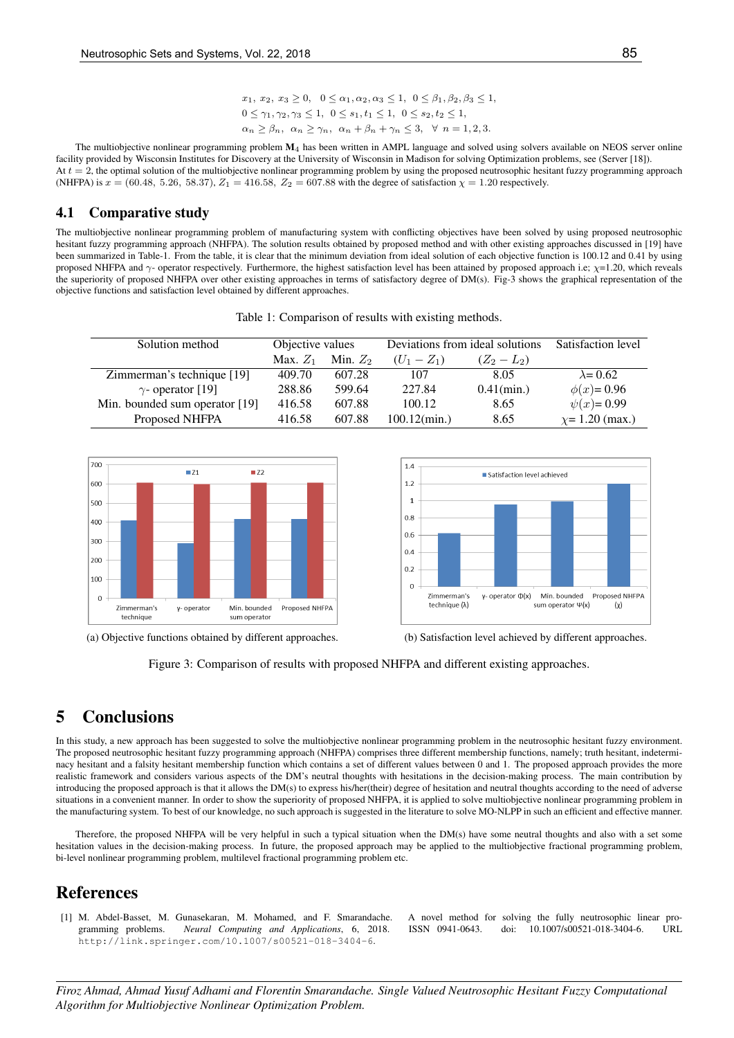$$x_1,\ x_2,\ x_3 \geq 0, \quad 0 \leq \alpha_1, \alpha_2, \alpha_3 \leq 1, \quad 0 \leq \beta_1, \beta_2, \beta_3 \leq 1,$$
$$0 \leq \gamma_1, \gamma_2, \gamma_3 \leq 1, \quad 0 \leq s_1, t_1 \leq 1, \quad 0 \leq s_2, t_2 \leq 1,$$
$$\alpha_n \geq \beta_n, \quad \alpha_n \geq \gamma_n, \quad \alpha_n + \beta_n + \gamma_n \leq 3, \quad \forall\ n = 1, 2, 3.$$

The multiobjective nonlinear programming problem $\mathbf{M}_4$ has been written in AMPL language and solved using solvers available on NEOS server online facility provided by Wisconsin Institutes for Discovery at the University of Wisconsin in Madison for solving Optimization problems, see (Server [18]).
At $t = 2$, the optimal solution of the multiobjective nonlinear programming problem by using the proposed neutrosophic hesitant fuzzy programming approach (NHFPA) is $x = (60.48,\ 5.26,\ 58.37)$, $Z_1 = 416.58$, $Z_2 = 607.88$ with the degree of satisfaction $\chi = 1.20$ respectively.

## 4.1 Comparative study

The multiobjective nonlinear programming problem of manufacturing system with conflicting objectives have been solved by using proposed neutrosophic hesitant fuzzy programming approach (NHFPA). The solution results obtained by proposed method and with other existing approaches discussed in [19] have been summarized in Table-1. From the table, it is clear that the minimum deviation from ideal solution of each objective function is 100.12 and 0.41 by using proposed NHFPA and $\gamma$- operator respectively. Furthermore, the highest satisfaction level has been attained by proposed approach i.e; $\chi$=1.20, which reveals the superiority of proposed NHFPA over other existing approaches in terms of satisfactory degree of DM(s). Fig-3 shows the graphical representation of the objective functions and satisfaction level obtained by different approaches.

Table 1: Comparison of results with existing methods.

| Solution method | Objective values | | Deviations from ideal solutions | | Satisfaction level |
|---|---|---|---|---|---|
| | Max. $Z_1$ | Min. $Z_2$ | $(U_1 - Z_1)$ | $(Z_2 - L_2)$ | |
| Zimmerman's technique [19] | 409.70 | 607.28 | 107 | 8.05 | $\lambda$= 0.62 |
| $\gamma$- operator [19] | 288.86 | 599.64 | 227.84 | 0.41(min.) | $\phi(x)$= 0.96 |
| Min. bounded sum operator [19] | 416.58 | 607.88 | 100.12 | 8.65 | $\psi(x)$= 0.99 |
| Proposed NHFPA | 416.58 | 607.88 | 100.12(min.) | 8.65 | $\chi$= 1.20 (max.) |

(a) Objective functions obtained by different approaches.

(b) Satisfaction level achieved by different approaches.

Figure 3: Comparison of results with proposed NHFPA and different existing approaches.

# 5 Conclusions

In this study, a new approach has been suggested to solve the multiobjective nonlinear programming problem in the neutrosophic hesitant fuzzy environment. The proposed neutrosophic hesitant fuzzy programming approach (NHFPA) comprises three different membership functions, namely; truth hesitant, indeterminacy hesitant and a falsity hesitant membership function which contains a set of different values between 0 and 1. The proposed approach provides the more realistic framework and considers various aspects of the DM's neutral thoughts with hesitations in the decision-making process. The main contribution by introducing the proposed approach is that it allows the DM(s) to express his/her(their) degree of hesitation and neutral thoughts according to the need of adverse situations in a convenient manner. In order to show the superiority of proposed NHFPA, it is applied to solve multiobjective nonlinear programming problem in the manufacturing system. To best of our knowledge, no such approach is suggested in the literature to solve MO-NLPP in such an efficient and effective manner.

Therefore, the proposed NHFPA will be very helpful in such a typical situation when the DM(s) have some neutral thoughts and also with a set some hesitation values in the decision-making process. In future, the proposed approach may be applied to the multiobjective fractional programming problem, bi-level nonlinear programming problem, multilevel fractional programming problem etc.

# References

[1] M. Abdel-Basset, M. Gunasekaran, M. Mohamed, and F. Smarandache. A novel method for solving the fully neutrosophic linear programming problems. *Neural Computing and Applications*, 6, 2018. ISSN 0941-0643. doi: 10.1007/s00521-018-3404-6. URL http://link.springer.com/10.1007/s00521-018-3404-6.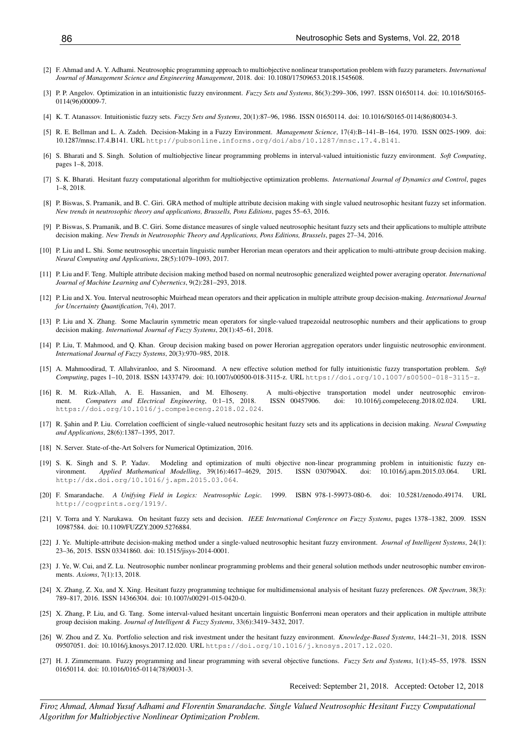[2] F. Ahmad and A. Y. Adhami. Neutrosophic programming approach to multiobjective nonlinear transportation problem with fuzzy parameters. *International Journal of Management Science and Engineering Management*, 2018. doi: 10.1080/17509653.2018.1545608.

[3] P. P. Angelov. Optimization in an intuitionistic fuzzy environment. *Fuzzy Sets and Systems*, 86(3):299–306, 1997. ISSN 01650114. doi: 10.1016/S0165-0114(96)00009-7.

[4] K. T. Atanassov. Intuitionistic fuzzy sets. *Fuzzy Sets and Systems*, 20(1):87–96, 1986. ISSN 01650114. doi: 10.1016/S0165-0114(86)80034-3.

[5] R. E. Bellman and L. A. Zadeh. Decision-Making in a Fuzzy Environment. *Management Science*, 17(4):B–141–B–164, 1970. ISSN 0025-1909. doi: 10.1287/mnsc.17.4.B141. URL http://pubsonline.informs.org/doi/abs/10.1287/mnsc.17.4.B141.

[6] S. Bharati and S. Singh. Solution of multiobjective linear programming problems in interval-valued intuitionistic fuzzy environment. *Soft Computing*, pages 1–8, 2018.

[7] S. K. Bharati. Hesitant fuzzy computational algorithm for multiobjective optimization problems. *International Journal of Dynamics and Control*, pages 1–8, 2018.

[8] P. Biswas, S. Pramanik, and B. C. Giri. GRA method of multiple attribute decision making with single valued neutrosophic hesitant fuzzy set information. *New trends in neutrosophic theory and applications, Brusselis, Pons Editions*, pages 55–63, 2016.

[9] P. Biswas, S. Pramanik, and B. C. Giri. Some distance measures of single valued neutrosophic hesitant fuzzy sets and their applications to multiple attribute decision making. *New Trends in Neutrosophic Theory and Applications, Pons Editions, Brussels*, pages 27–34, 2016.

[10] P. Liu and L. Shi. Some neutrosophic uncertain linguistic number Heronian mean operators and their application to multi-attribute group decision making. *Neural Computing and Applications*, 28(5):1079–1093, 2017.

[11] P. Liu and F. Teng. Multiple attribute decision making method based on normal neutrosophic generalized weighted power averaging operator. *International Journal of Machine Learning and Cybernetics*, 9(2):281–293, 2018.

[12] P. Liu and X. You. Interval neutrosophic Muirhead mean operators and their application in multiple attribute group decision-making. *International Journal for Uncertainty Quantification*, 7(4), 2017.

[13] P. Liu and X. Zhang. Some Maclaurin symmetric mean operators for single-valued trapezoidal neutrosophic numbers and their applications to group decision making. *International Journal of Fuzzy Systems*, 20(1):45–61, 2018.

[14] P. Liu, T. Mahmood, and Q. Khan. Group decision making based on power Heronian aggregation operators under linguistic neutrosophic environment. *International Journal of Fuzzy Systems*, 20(3):970–985, 2018.

[15] A. Mahmoodirad, T. Allahviranloo, and S. Niroomand. A new effective solution method for fully intuitionistic fuzzy transportation problem. *Soft Computing*, pages 1–10, 2018. ISSN 14337479. doi: 10.1007/s00500-018-3115-z. URL https://doi.org/10.1007/s00500-018-3115-z.

[16] R. M. Rizk-Allah, A. E. Hassanien, and M. Elhoseny. A multi-objective transportation model under neutrosophic environment. *Computers and Electrical Engineering*, 0:1–15, 2018. ISSN 00457906. doi: 10.1016/j.compeleceng.2018.02.024. URL https://doi.org/10.1016/j.compeleceng.2018.02.024.

[17] R. Şahin and P. Liu. Correlation coefficient of single-valued neutrosophic hesitant fuzzy sets and its applications in decision making. *Neural Computing and Applications*, 28(6):1387–1395, 2017.

[18] N. Server. State-of-the-Art Solvers for Numerical Optimization, 2016.

[19] S. K. Singh and S. P. Yadav. Modeling and optimization of multi objective non-linear programming problem in intuitionistic fuzzy environment. *Applied Mathematical Modelling*, 39(16):4617–4629, 2015. ISSN 0307904X. doi: 10.1016/j.apm.2015.03.064. URL http://dx.doi.org/10.1016/j.apm.2015.03.064.

[20] F. Smarandache. *A Unifying Field in Logics: Neutrosophic Logic.* 1999. ISBN 978-1-59973-080-6. doi: 10.5281/zenodo.49174. URL http://cogprints.org/1919/.

[21] V. Torra and Y. Narukawa. On hesitant fuzzy sets and decision. *IEEE International Conference on Fuzzy Systems*, pages 1378–1382, 2009. ISSN 10987584. doi: 10.1109/FUZZY.2009.5276884.

[22] J. Ye. Multiple-attribute decision-making method under a single-valued neutrosophic hesitant fuzzy environment. *Journal of Intelligent Systems*, 24(1): 23–36, 2015. ISSN 03341860. doi: 10.1515/jisys-2014-0001.

[23] J. Ye, W. Cui, and Z. Lu. Neutrosophic number nonlinear programming problems and their general solution methods under neutrosophic number environments. *Axioms*, 7(1):13, 2018.

[24] X. Zhang, Z. Xu, and X. Xing. Hesitant fuzzy programming technique for multidimensional analysis of hesitant fuzzy preferences. *OR Spectrum*, 38(3): 789–817, 2016. ISSN 14366304. doi: 10.1007/s00291-015-0420-0.

[25] X. Zhang, P. Liu, and G. Tang. Some interval-valued hesitant uncertain linguistic Bonferroni mean operators and their application in multiple attribute group decision making. *Journal of Intelligent & Fuzzy Systems*, 33(6):3419–3432, 2017.

[26] W. Zhou and Z. Xu. Portfolio selection and risk investment under the hesitant fuzzy environment. *Knowledge-Based Systems*, 144:21–31, 2018. ISSN 09507051. doi: 10.1016/j.knosys.2017.12.020. URL https://doi.org/10.1016/j.knosys.2017.12.020.

[27] H. J. Zimmermann. Fuzzy programming and linear programming with several objective functions. *Fuzzy Sets and Systems*, 1(1):45–55, 1978. ISSN 01650114. doi: 10.1016/0165-0114(78)90031-3.

Received: September 21, 2018. Accepted: October 12, 2018